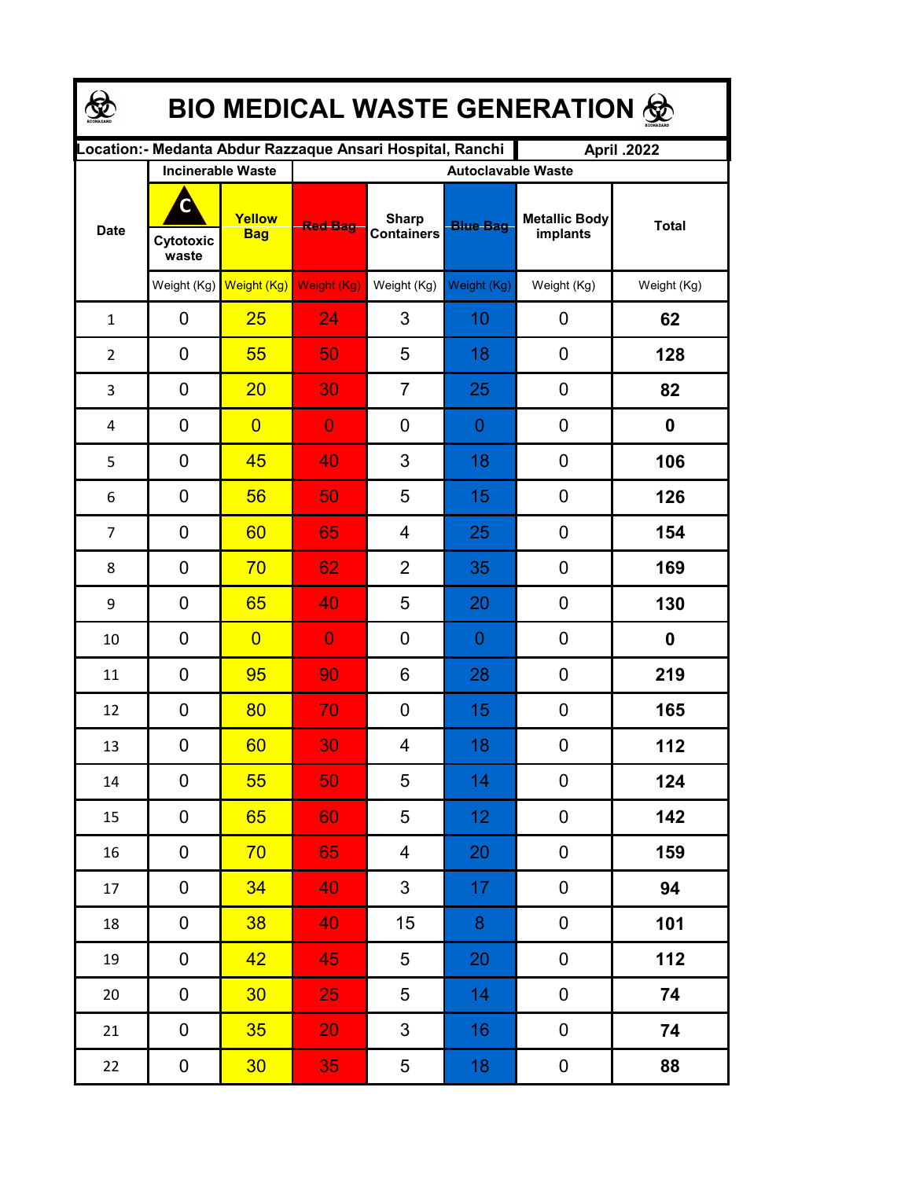# BIO MEDICAL WASTE GENERATION

| Location:- Medanta Abdur Razzaque Ansari Hospital, Ranchi | | | | | | | April .2022 |
|---|---|---|---|---|---|---|---|
| Date | Incinerable Waste | | Autoclavable Waste | | | | |
| | C Cytotoxic waste | Yellow Bag | Red Bag | Sharp Containers | Blue Bag | Metallic Body implants | Total |
| | Weight (Kg) | Weight (Kg) | Weight (Kg) | Weight (Kg) | Weight (Kg) | Weight (Kg) | Weight (Kg) |
| 1 | 0 | 25 | 24 | 3 | 10 | 0 | **62** |
| 2 | 0 | 55 | 50 | 5 | 18 | 0 | **128** |
| 3 | 0 | 20 | 30 | 7 | 25 | 0 | **82** |
| 4 | 0 | 0 | 0 | 0 | 0 | 0 | **0** |
| 5 | 0 | 45 | 40 | 3 | 18 | 0 | **106** |
| 6 | 0 | 56 | 50 | 5 | 15 | 0 | **126** |
| 7 | 0 | 60 | 65 | 4 | 25 | 0 | **154** |
| 8 | 0 | 70 | 62 | 2 | 35 | 0 | **169** |
| 9 | 0 | 65 | 40 | 5 | 20 | 0 | **130** |
| 10 | 0 | 0 | 0 | 0 | 0 | 0 | **0** |
| 11 | 0 | 95 | 90 | 6 | 28 | 0 | **219** |
| 12 | 0 | 80 | 70 | 0 | 15 | 0 | **165** |
| 13 | 0 | 60 | 30 | 4 | 18 | 0 | **112** |
| 14 | 0 | 55 | 50 | 5 | 14 | 0 | **124** |
| 15 | 0 | 65 | 60 | 5 | 12 | 0 | **142** |
| 16 | 0 | 70 | 65 | 4 | 20 | 0 | **159** |
| 17 | 0 | 34 | 40 | 3 | 17 | 0 | **94** |
| 18 | 0 | 38 | 40 | 15 | 8 | 0 | **101** |
| 19 | 0 | 42 | 45 | 5 | 20 | 0 | **112** |
| 20 | 0 | 30 | 25 | 5 | 14 | 0 | **74** |
| 21 | 0 | 35 | 20 | 3 | 16 | 0 | **74** |
| 22 | 0 | 30 | 35 | 5 | 18 | 0 | **88** |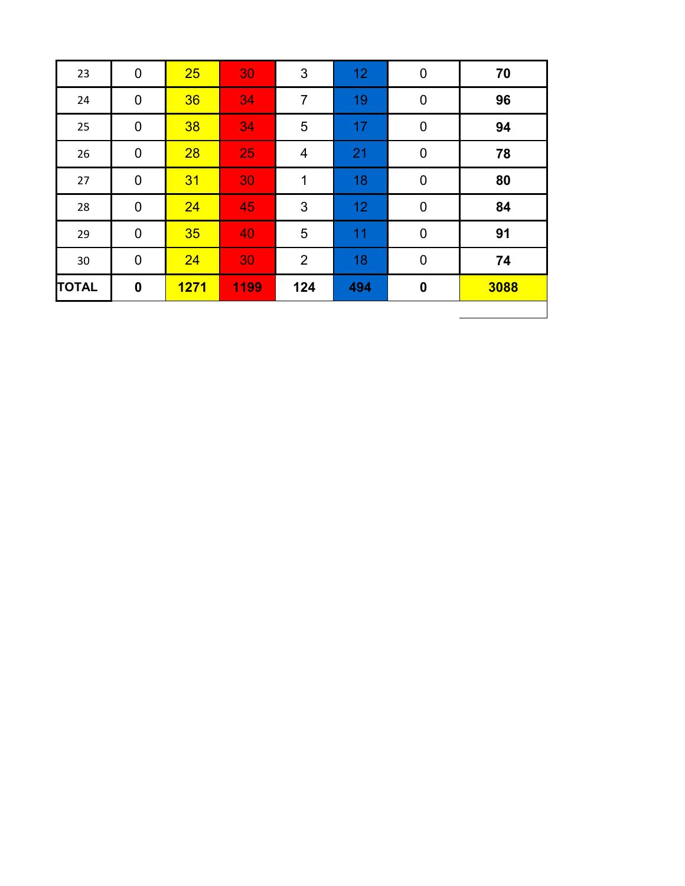| | | | | | | | |
|---|---|---|---|---|---|---|---|
| 23 | 0 | 25 | 30 | 3 | 12 | 0 | **70** |
| 24 | 0 | 36 | 34 | 7 | 19 | 0 | **96** |
| 25 | 0 | 38 | 34 | 5 | 17 | 0 | **94** |
| 26 | 0 | 28 | 25 | 4 | 21 | 0 | **78** |
| 27 | 0 | 31 | 30 | 1 | 18 | 0 | **80** |
| 28 | 0 | 24 | 45 | 3 | 12 | 0 | **84** |
| 29 | 0 | 35 | 40 | 5 | 11 | 0 | **91** |
| 30 | 0 | 24 | 30 | 2 | 18 | 0 | **74** |
| **TOTAL** | **0** | **1271** | **1199** | **124** | **494** | **0** | **3088** |